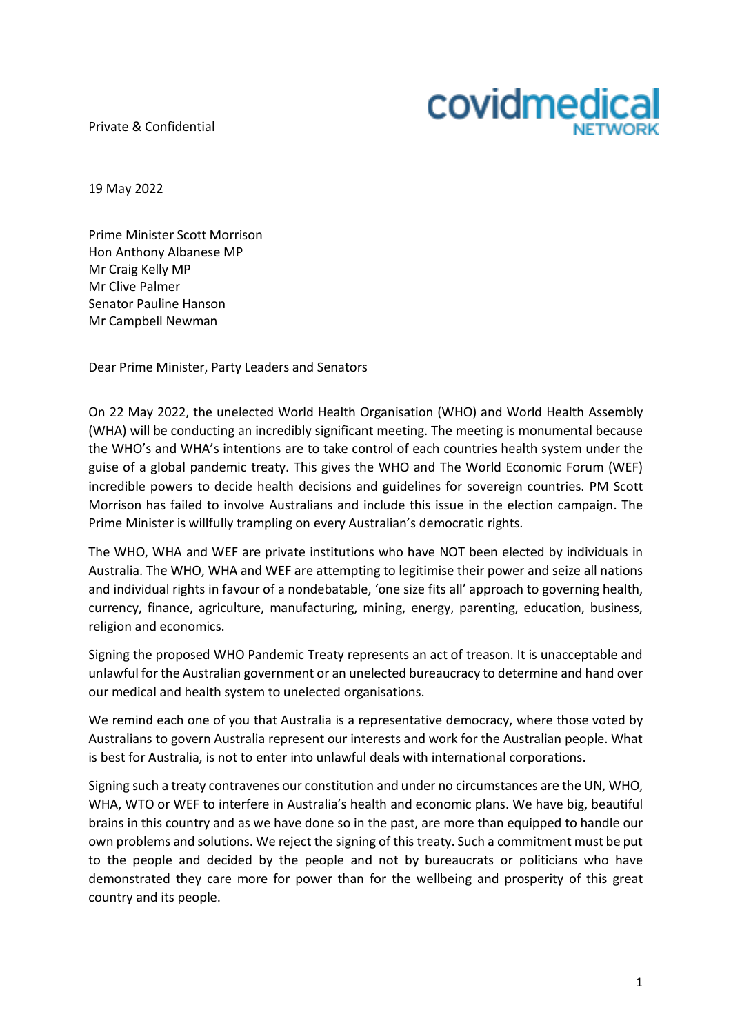Private & Confidential

covidmedical NETWORK

19 May 2022

Prime Minister Scott Morrison
Hon Anthony Albanese MP
Mr Craig Kelly MP
Mr Clive Palmer
Senator Pauline Hanson
Mr Campbell Newman

Dear Prime Minister, Party Leaders and Senators

On 22 May 2022, the unelected World Health Organisation (WHO) and World Health Assembly (WHA) will be conducting an incredibly significant meeting. The meeting is monumental because the WHO's and WHA's intentions are to take control of each countries health system under the guise of a global pandemic treaty. This gives the WHO and The World Economic Forum (WEF) incredible powers to decide health decisions and guidelines for sovereign countries. PM Scott Morrison has failed to involve Australians and include this issue in the election campaign. The Prime Minister is willfully trampling on every Australian's democratic rights.

The WHO, WHA and WEF are private institutions who have NOT been elected by individuals in Australia. The WHO, WHA and WEF are attempting to legitimise their power and seize all nations and individual rights in favour of a nondebatable, 'one size fits all' approach to governing health, currency, finance, agriculture, manufacturing, mining, energy, parenting, education, business, religion and economics.

Signing the proposed WHO Pandemic Treaty represents an act of treason. It is unacceptable and unlawful for the Australian government or an unelected bureaucracy to determine and hand over our medical and health system to unelected organisations.

We remind each one of you that Australia is a representative democracy, where those voted by Australians to govern Australia represent our interests and work for the Australian people. What is best for Australia, is not to enter into unlawful deals with international corporations.

Signing such a treaty contravenes our constitution and under no circumstances are the UN, WHO, WHA, WTO or WEF to interfere in Australia's health and economic plans. We have big, beautiful brains in this country and as we have done so in the past, are more than equipped to handle our own problems and solutions. We reject the signing of this treaty. Such a commitment must be put to the people and decided by the people and not by bureaucrats or politicians who have demonstrated they care more for power than for the wellbeing and prosperity of this great country and its people.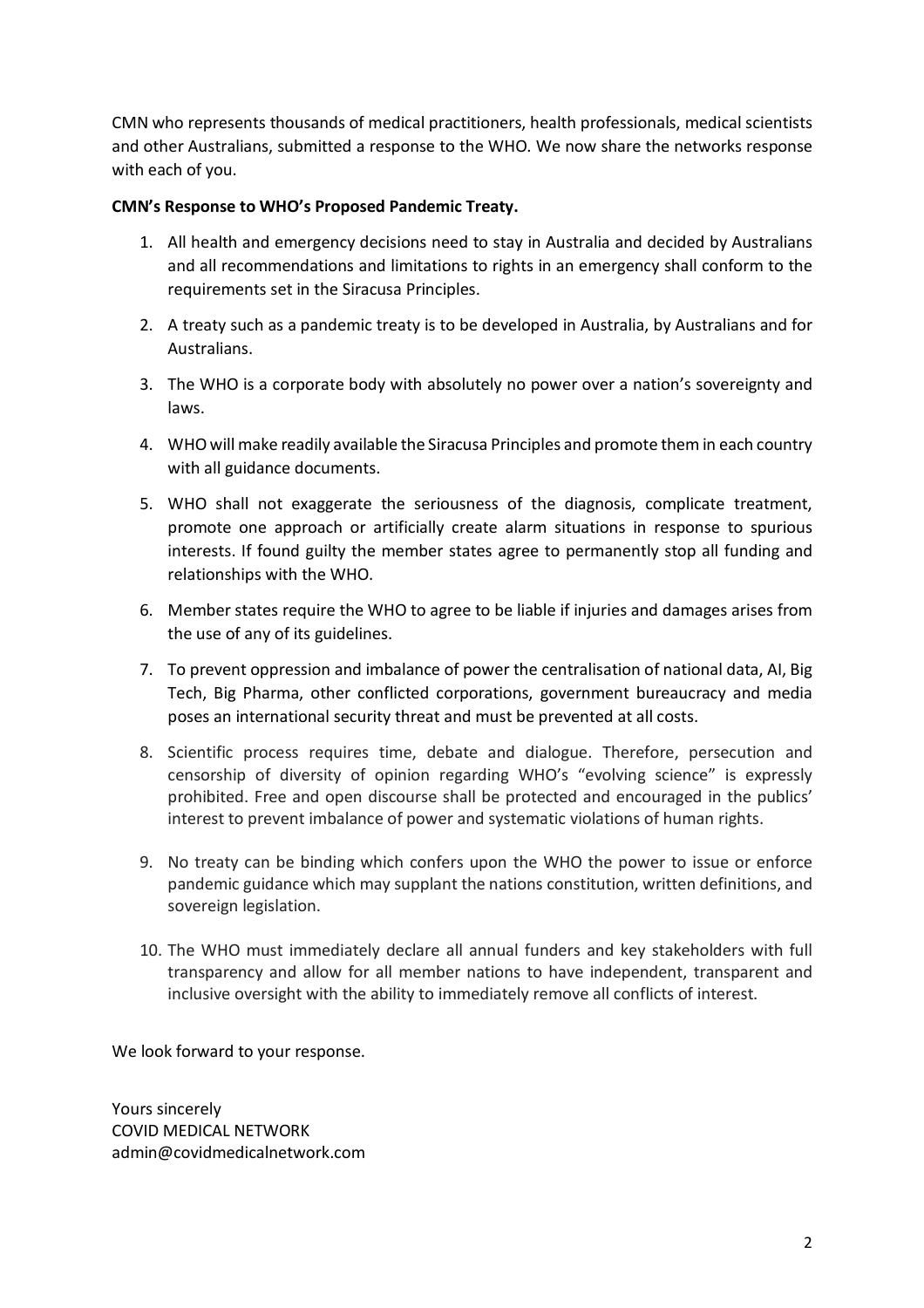CMN who represents thousands of medical practitioners, health professionals, medical scientists and other Australians, submitted a response to the WHO. We now share the networks response with each of you.

**CMN's Response to WHO's Proposed Pandemic Treaty.**

1. All health and emergency decisions need to stay in Australia and decided by Australians and all recommendations and limitations to rights in an emergency shall conform to the requirements set in the Siracusa Principles.

2. A treaty such as a pandemic treaty is to be developed in Australia, by Australians and for Australians.

3. The WHO is a corporate body with absolutely no power over a nation's sovereignty and laws.

4. WHO will make readily available the Siracusa Principles and promote them in each country with all guidance documents.

5. WHO shall not exaggerate the seriousness of the diagnosis, complicate treatment, promote one approach or artificially create alarm situations in response to spurious interests. If found guilty the member states agree to permanently stop all funding and relationships with the WHO.

6. Member states require the WHO to agree to be liable if injuries and damages arises from the use of any of its guidelines.

7. To prevent oppression and imbalance of power the centralisation of national data, AI, Big Tech, Big Pharma, other conflicted corporations, government bureaucracy and media poses an international security threat and must be prevented at all costs.

8. Scientific process requires time, debate and dialogue. Therefore, persecution and censorship of diversity of opinion regarding WHO's "evolving science" is expressly prohibited. Free and open discourse shall be protected and encouraged in the publics' interest to prevent imbalance of power and systematic violations of human rights.

9. No treaty can be binding which confers upon the WHO the power to issue or enforce pandemic guidance which may supplant the nations constitution, written definitions, and sovereign legislation.

10. The WHO must immediately declare all annual funders and key stakeholders with full transparency and allow for all member nations to have independent, transparent and inclusive oversight with the ability to immediately remove all conflicts of interest.

We look forward to your response.

Yours sincerely
COVID MEDICAL NETWORK
admin@covidmedicalnetwork.com